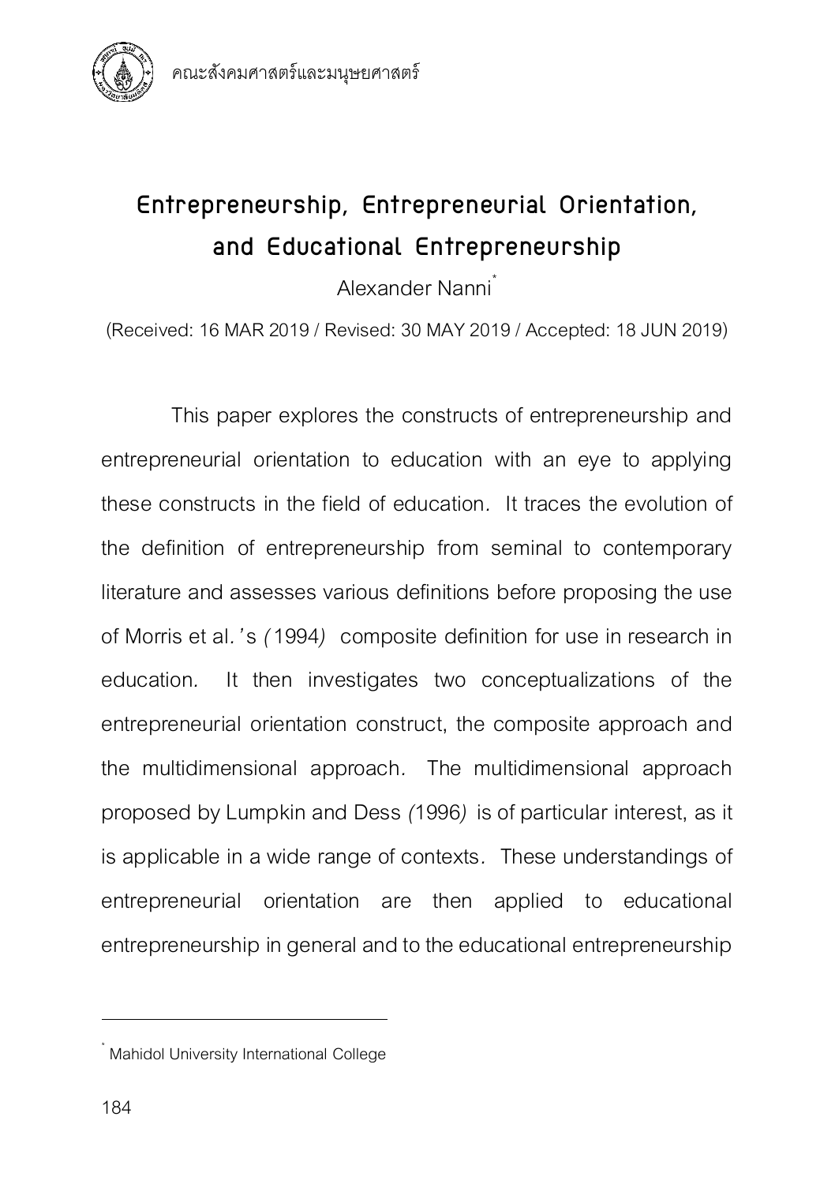# Entrepreneurship, Entrepreneurial Orientation, and Educational Entrepreneurship

Alexander Nanni[*]

(Received: 16 MAR 2019 / Revised: 30 MAY 2019 / Accepted: 18 JUN 2019)

This paper explores the constructs of entrepreneurship and entrepreneurial orientation to education with an eye to applying these constructs in the field of education. It traces the evolution of the definition of entrepreneurship from seminal to contemporary literature and assesses various definitions before proposing the use of Morris et al.'s (1994) composite definition for use in research in education. It then investigates two conceptualizations of the entrepreneurial orientation construct, the composite approach and the multidimensional approach. The multidimensional approach proposed by Lumpkin and Dess (1996) is of particular interest, as it is applicable in a wide range of contexts. These understandings of entrepreneurial orientation are then applied to educational entrepreneurship in general and to the educational entrepreneurship

---

[*] Mahidol University International College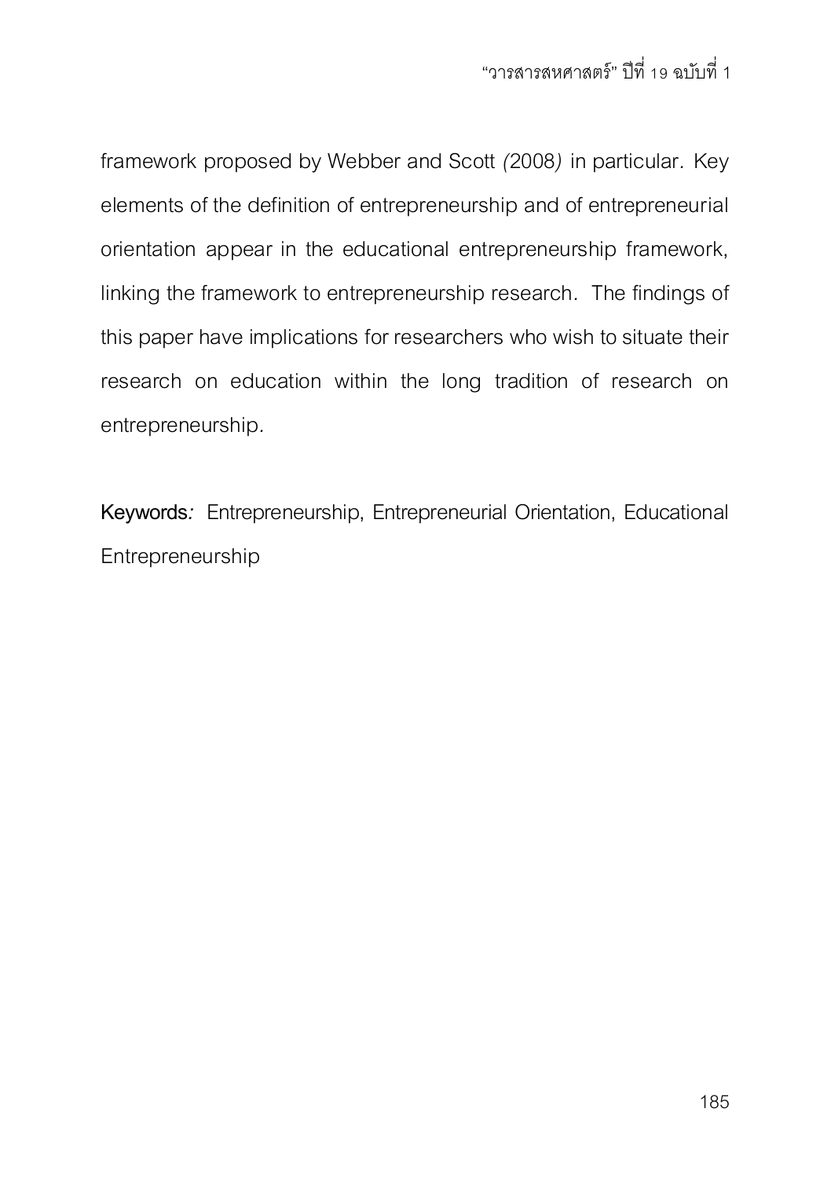framework proposed by Webber and Scott (2008) in particular. Key elements of the definition of entrepreneurship and of entrepreneurial orientation appear in the educational entrepreneurship framework, linking the framework to entrepreneurship research. The findings of this paper have implications for researchers who wish to situate their research on education within the long tradition of research on entrepreneurship.

**Keywords**: Entrepreneurship, Entrepreneurial Orientation, Educational Entrepreneurship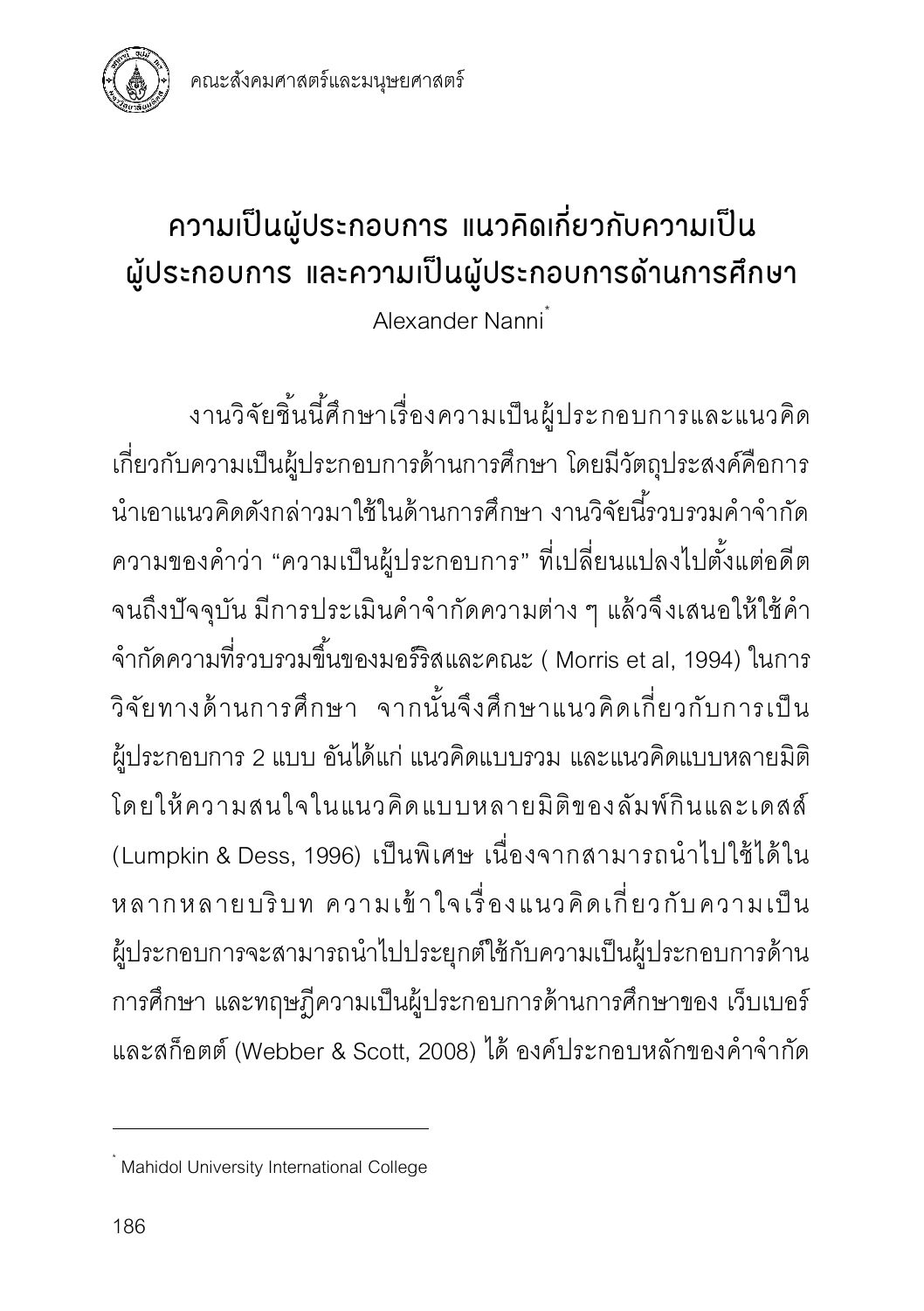# ความเป็นผู้ประกอบการ แนวคิดเกี่ยวกับความเป็นผู้ประกอบการ และความเป็นผู้ประกอบการด้านการศึกษา

Alexander Nanni*

งานวิจัยชิ้นนี้ศึกษาเรื่องความเป็นผู้ประกอบการและแนวคิดเกี่ยวกับความเป็นผู้ประกอบการด้านการศึกษา โดยมีวัตถุประสงค์คือการนำเอาแนวคิดดังกล่าวมาใช้ในด้านการศึกษา งานวิจัยนี้รวบรวมคำจำกัดความของคำว่า “ความเป็นผู้ประกอบการ” ที่เปลี่ยนแปลงไปตั้งแต่อดีตจนถึงปัจจุบัน มีการประเมินคำจำกัดความต่าง ๆ แล้วจึงเสนอให้ใช้คำจำกัดความที่รวบรวมขึ้นของมอร์ริสและคณะ ( Morris et al, 1994) ในการวิจัยทางด้านการศึกษา จากนั้นจึงศึกษาแนวคิดเกี่ยวกับการเป็นผู้ประกอบการ 2 แบบ อันได้แก่ แนวคิดแบบรวม และแนวคิดแบบหลายมิติ โดยให้ความสนใจในแนวคิดแบบหลายมิติของลัมพ์กินและเดสส์ (Lumpkin & Dess, 1996) เป็นพิเศษ เนื่องจากสามารถนำไปใช้ได้ในหลากหลายบริบท ความเข้าใจเรื่องแนวคิดเกี่ยวกับความเป็นผู้ประกอบการจะสามารถนำไปประยุกต์ใช้กับความเป็นผู้ประกอบการด้านการศึกษา และทฤษฎีความเป็นผู้ประกอบการด้านการศึกษาของ เว็บเบอร์และสก็อตต์ (Webber & Scott, 2008) ได้ องค์ประกอบหลักของคำจำกัด

---

* Mahidol University International College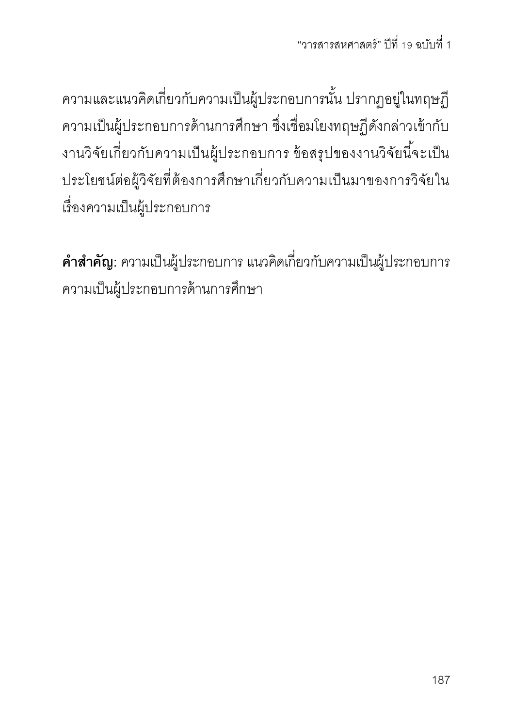ความและแนวคิดเกี่ยวกับความเป็นผู้ประกอบการนั้น ปรากฏอยู่ในทฤษฎีความเป็นผู้ประกอบการด้านการศึกษา ซึ่งเชื่อมโยงทฤษฎีดังกล่าวเข้ากับงานวิจัยเกี่ยวกับความเป็นผู้ประกอบการ ข้อสรุปของงานวิจัยนี้จะเป็นประโยชน์ต่อผู้วิจัยที่ต้องการศึกษาเกี่ยวกับความเป็นมาของการวิจัยในเรื่องความเป็นผู้ประกอบการ

**คำสำคัญ**: ความเป็นผู้ประกอบการ แนวคิดเกี่ยวกับความเป็นผู้ประกอบการ ความเป็นผู้ประกอบการด้านการศึกษา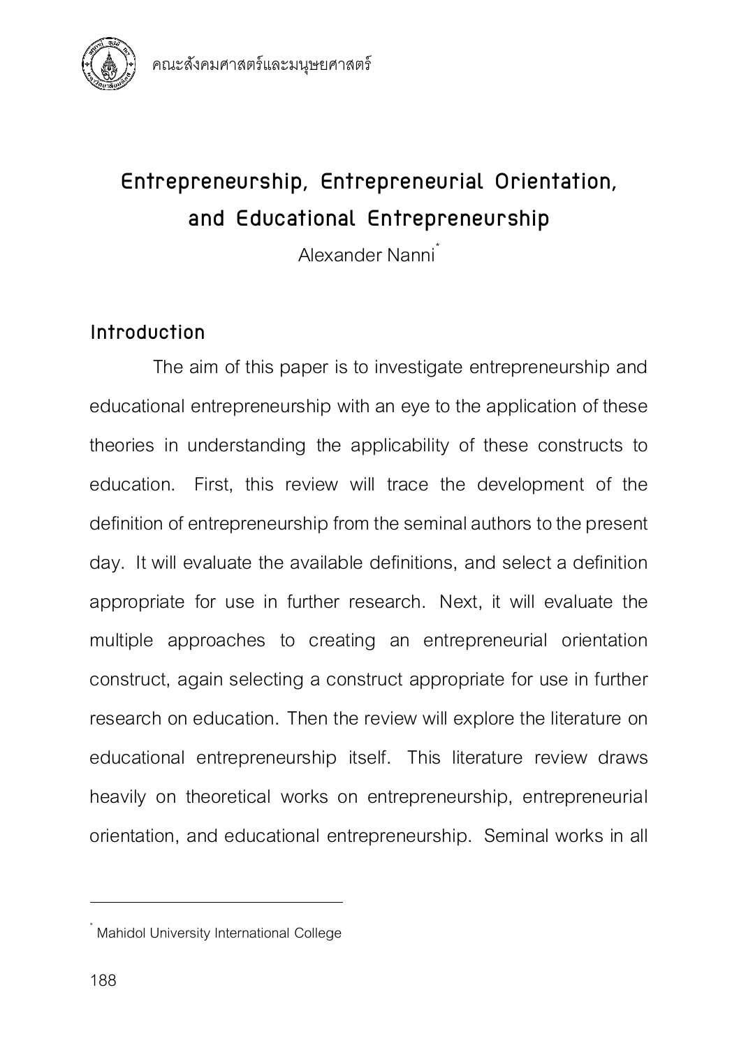# Entrepreneurship, Entrepreneurial Orientation, and Educational Entrepreneurship

Alexander Nanni[*]

## Introduction

The aim of this paper is to investigate entrepreneurship and educational entrepreneurship with an eye to the application of these theories in understanding the applicability of these constructs to education. First, this review will trace the development of the definition of entrepreneurship from the seminal authors to the present day. It will evaluate the available definitions, and select a definition appropriate for use in further research. Next, it will evaluate the multiple approaches to creating an entrepreneurial orientation construct, again selecting a construct appropriate for use in further research on education. Then the review will explore the literature on educational entrepreneurship itself. This literature review draws heavily on theoretical works on entrepreneurship, entrepreneurial orientation, and educational entrepreneurship. Seminal works in all

[*] Mahidol University International College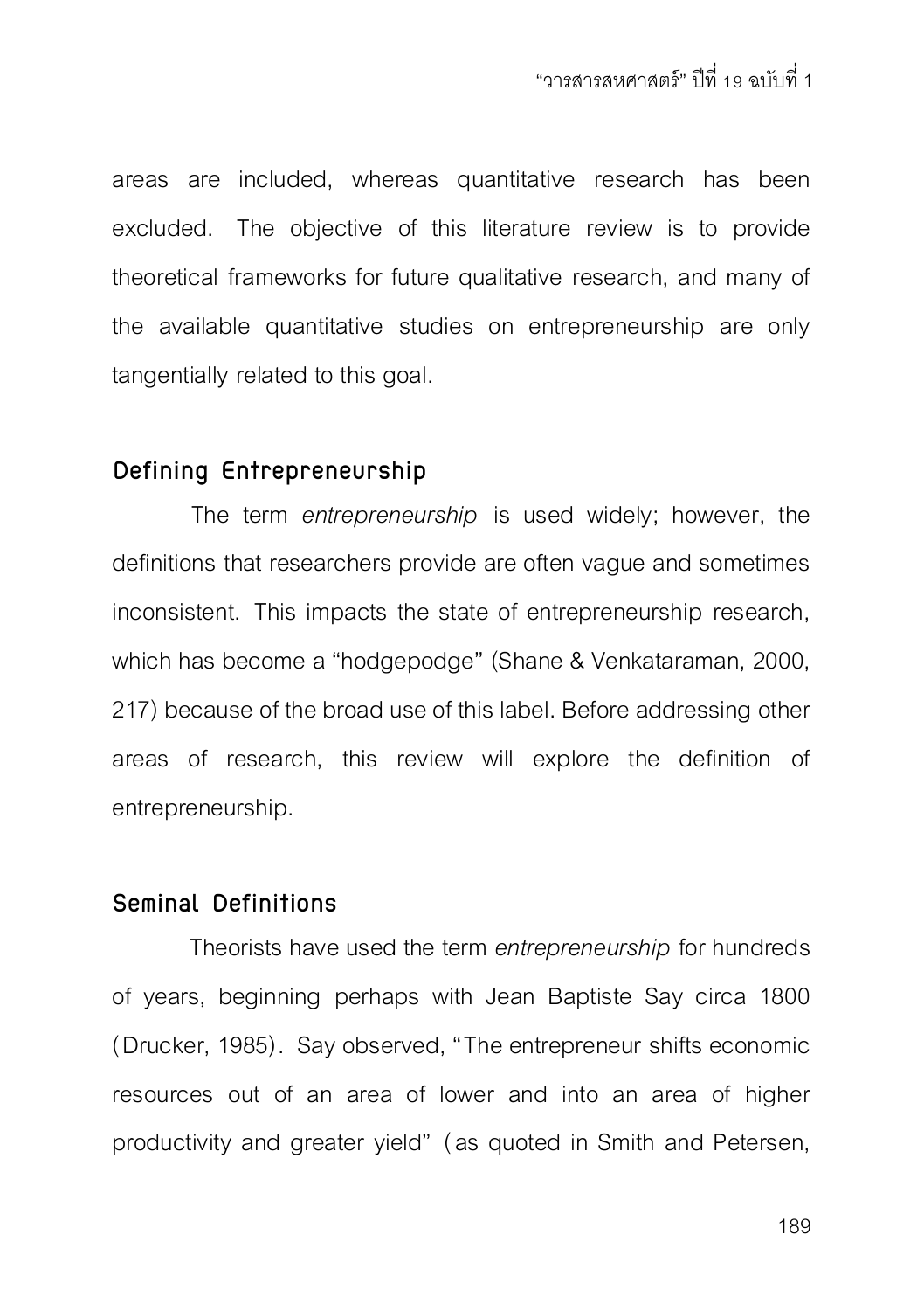areas are included, whereas quantitative research has been excluded. The objective of this literature review is to provide theoretical frameworks for future qualitative research, and many of the available quantitative studies on entrepreneurship are only tangentially related to this goal.

## Defining Entrepreneurship

The term *entrepreneurship* is used widely; however, the definitions that researchers provide are often vague and sometimes inconsistent. This impacts the state of entrepreneurship research, which has become a "hodgepodge" (Shane & Venkataraman, 2000, 217) because of the broad use of this label. Before addressing other areas of research, this review will explore the definition of entrepreneurship.

## Seminal Definitions

Theorists have used the term *entrepreneurship* for hundreds of years, beginning perhaps with Jean Baptiste Say circa 1800 (Drucker, 1985). Say observed, "The entrepreneur shifts economic resources out of an area of lower and into an area of higher productivity and greater yield" (as quoted in Smith and Petersen,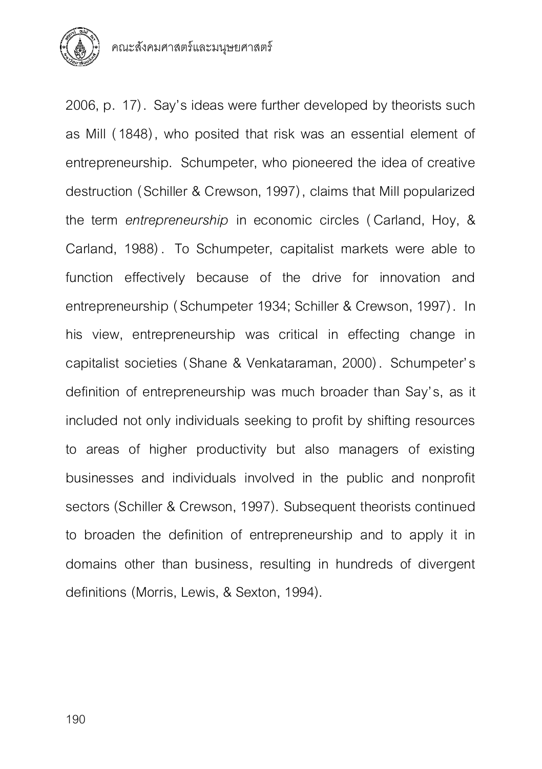2006, p. 17). Say's ideas were further developed by theorists such as Mill (1848), who posited that risk was an essential element of entrepreneurship. Schumpeter, who pioneered the idea of creative destruction (Schiller & Crewson, 1997), claims that Mill popularized the term *entrepreneurship* in economic circles (Carland, Hoy, & Carland, 1988). To Schumpeter, capitalist markets were able to function effectively because of the drive for innovation and entrepreneurship (Schumpeter 1934; Schiller & Crewson, 1997). In his view, entrepreneurship was critical in effecting change in capitalist societies (Shane & Venkataraman, 2000). Schumpeter's definition of entrepreneurship was much broader than Say's, as it included not only individuals seeking to profit by shifting resources to areas of higher productivity but also managers of existing businesses and individuals involved in the public and nonprofit sectors (Schiller & Crewson, 1997). Subsequent theorists continued to broaden the definition of entrepreneurship and to apply it in domains other than business, resulting in hundreds of divergent definitions (Morris, Lewis, & Sexton, 1994).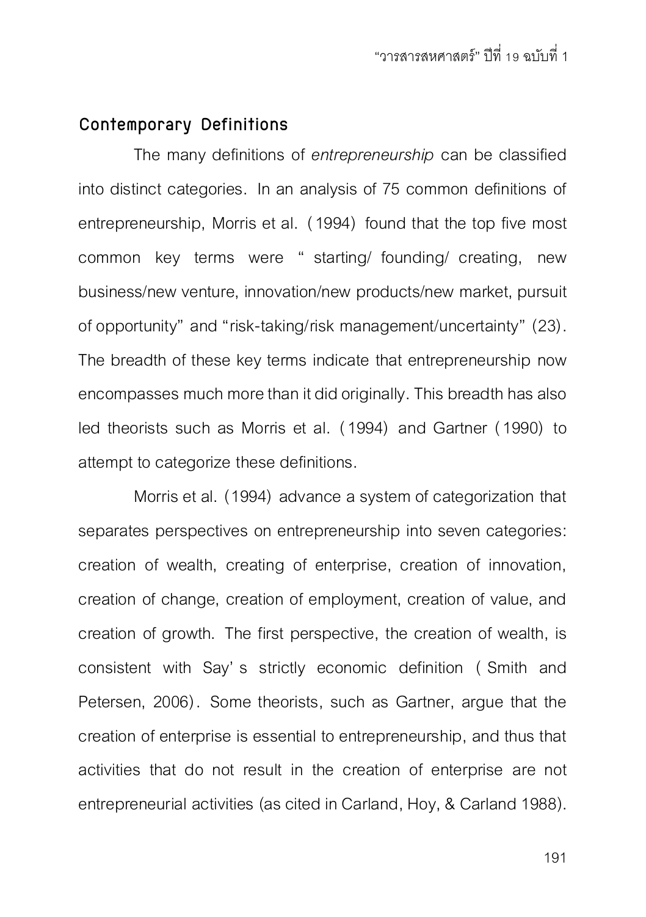## Contemporary Definitions

The many definitions of *entrepreneurship* can be classified into distinct categories. In an analysis of 75 common definitions of entrepreneurship, Morris et al. (1994) found that the top five most common key terms were "starting/ founding/ creating, new business/new venture, innovation/new products/new market, pursuit of opportunity" and "risk-taking/risk management/uncertainty" (23). The breadth of these key terms indicate that entrepreneurship now encompasses much more than it did originally. This breadth has also led theorists such as Morris et al. (1994) and Gartner (1990) to attempt to categorize these definitions.

Morris et al. (1994) advance a system of categorization that separates perspectives on entrepreneurship into seven categories: creation of wealth, creating of enterprise, creation of innovation, creation of change, creation of employment, creation of value, and creation of growth. The first perspective, the creation of wealth, is consistent with Say's strictly economic definition (Smith and Petersen, 2006). Some theorists, such as Gartner, argue that the creation of enterprise is essential to entrepreneurship, and thus that activities that do not result in the creation of enterprise are not entrepreneurial activities (as cited in Carland, Hoy, & Carland 1988).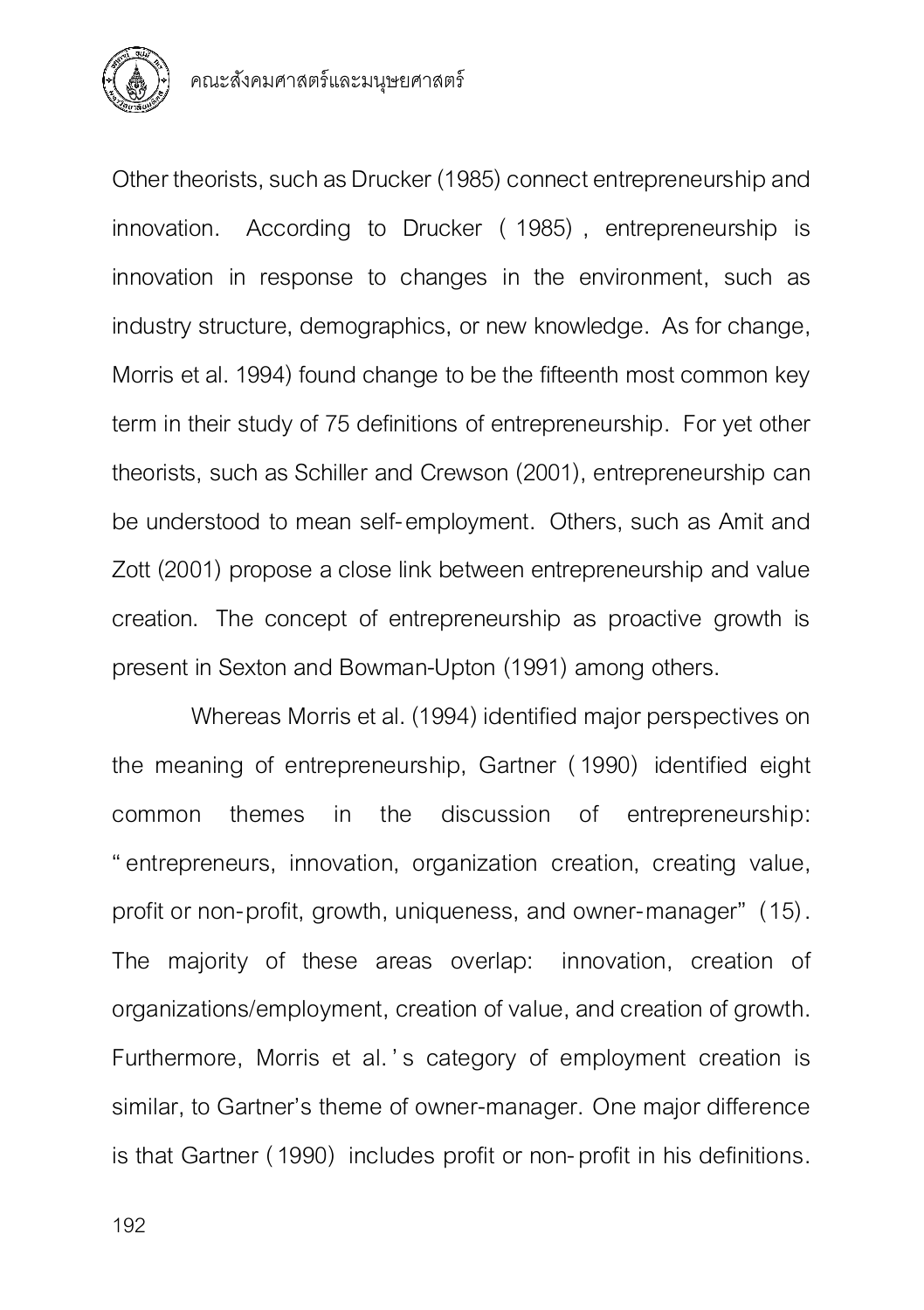Other theorists, such as Drucker (1985) connect entrepreneurship and innovation. According to Drucker (1985), entrepreneurship is innovation in response to changes in the environment, such as industry structure, demographics, or new knowledge. As for change, Morris et al. 1994) found change to be the fifteenth most common key term in their study of 75 definitions of entrepreneurship. For yet other theorists, such as Schiller and Crewson (2001), entrepreneurship can be understood to mean self-employment. Others, such as Amit and Zott (2001) propose a close link between entrepreneurship and value creation. The concept of entrepreneurship as proactive growth is present in Sexton and Bowman-Upton (1991) among others.

Whereas Morris et al. (1994) identified major perspectives on the meaning of entrepreneurship, Gartner (1990) identified eight common themes in the discussion of entrepreneurship: "entrepreneurs, innovation, organization creation, creating value, profit or non-profit, growth, uniqueness, and owner-manager" (15). The majority of these areas overlap: innovation, creation of organizations/employment, creation of value, and creation of growth. Furthermore, Morris et al.'s category of employment creation is similar, to Gartner's theme of owner-manager. One major difference is that Gartner (1990) includes profit or non-profit in his definitions.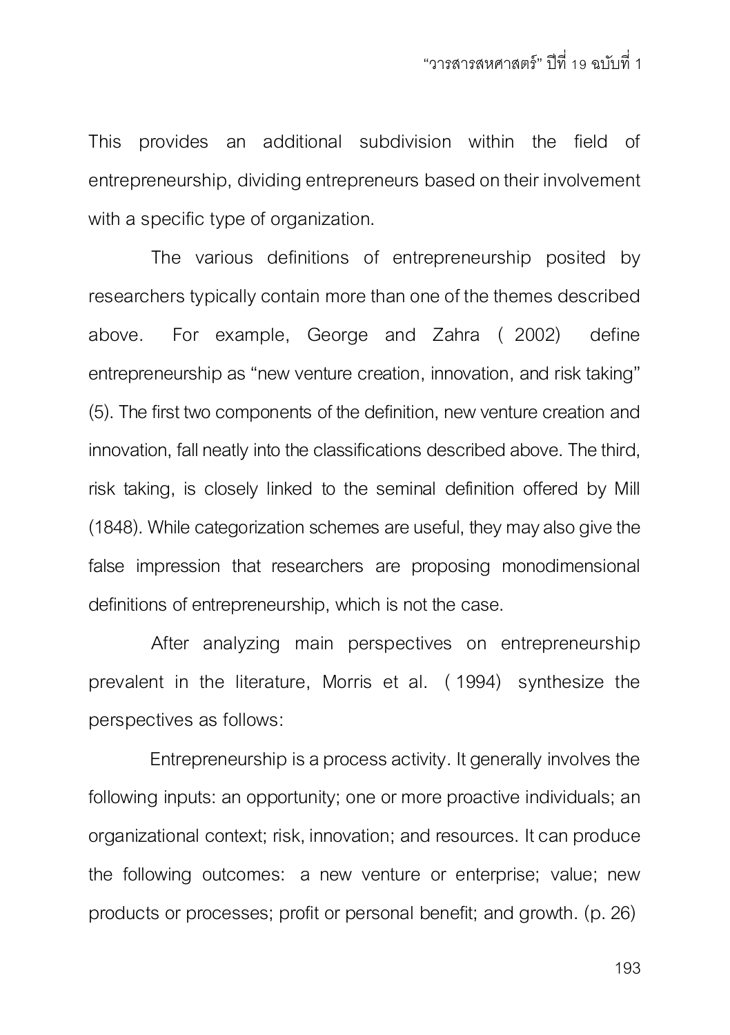This provides an additional subdivision within the field of entrepreneurship, dividing entrepreneurs based on their involvement with a specific type of organization.

The various definitions of entrepreneurship posited by researchers typically contain more than one of the themes described above. For example, George and Zahra (2002) define entrepreneurship as "new venture creation, innovation, and risk taking" (5). The first two components of the definition, new venture creation and innovation, fall neatly into the classifications described above. The third, risk taking, is closely linked to the seminal definition offered by Mill (1848). While categorization schemes are useful, they may also give the false impression that researchers are proposing monodimensional definitions of entrepreneurship, which is not the case.

After analyzing main perspectives on entrepreneurship prevalent in the literature, Morris et al. (1994) synthesize the perspectives as follows:

> Entrepreneurship is a process activity. It generally involves the following inputs: an opportunity; one or more proactive individuals; an organizational context; risk, innovation; and resources. It can produce the following outcomes: a new venture or enterprise; value; new products or processes; profit or personal benefit; and growth. (p. 26)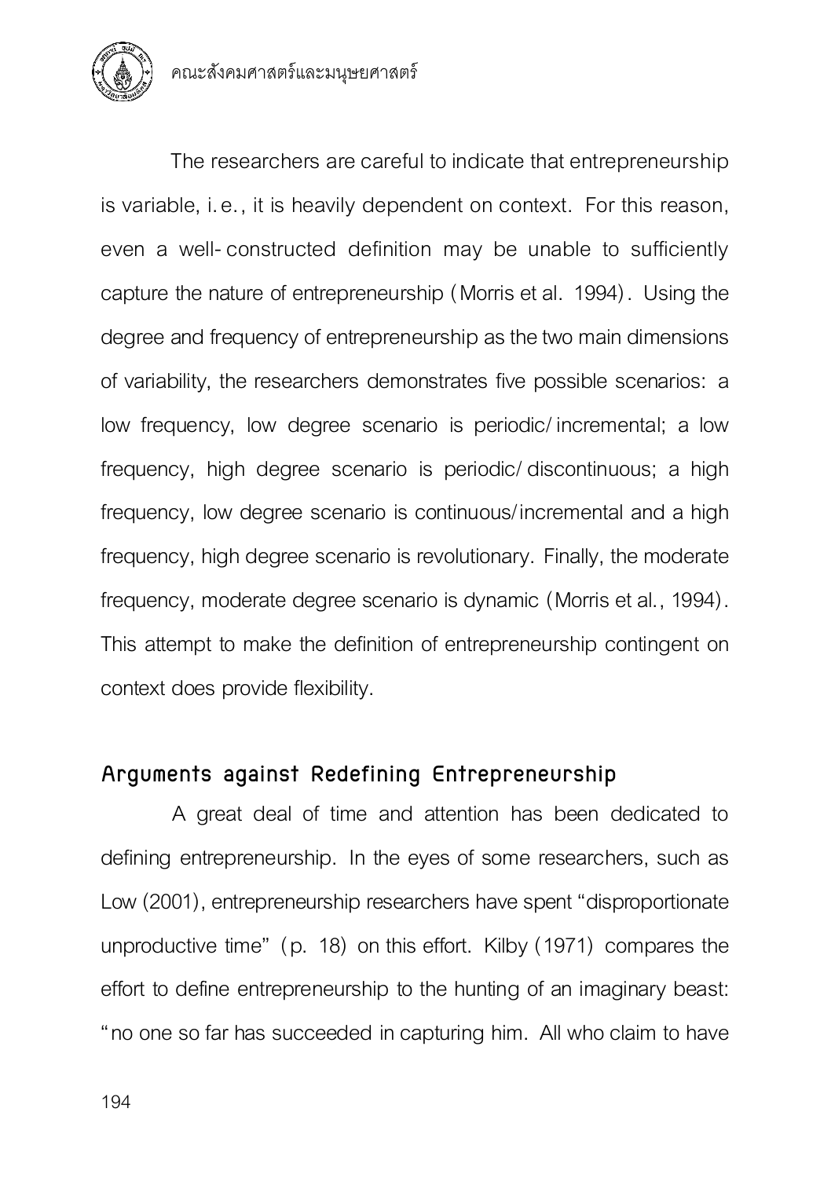The researchers are careful to indicate that entrepreneurship is variable, i.e., it is heavily dependent on context. For this reason, even a well-constructed definition may be unable to sufficiently capture the nature of entrepreneurship (Morris et al. 1994). Using the degree and frequency of entrepreneurship as the two main dimensions of variability, the researchers demonstrates five possible scenarios: a low frequency, low degree scenario is periodic/incremental; a low frequency, high degree scenario is periodic/discontinuous; a high frequency, low degree scenario is continuous/incremental and a high frequency, high degree scenario is revolutionary. Finally, the moderate frequency, moderate degree scenario is dynamic (Morris et al., 1994). This attempt to make the definition of entrepreneurship contingent on context does provide flexibility.

## Arguments against Redefining Entrepreneurship

A great deal of time and attention has been dedicated to defining entrepreneurship. In the eyes of some researchers, such as Low (2001), entrepreneurship researchers have spent "disproportionate unproductive time" (p. 18) on this effort. Kilby (1971) compares the effort to define entrepreneurship to the hunting of an imaginary beast: "no one so far has succeeded in capturing him. All who claim to have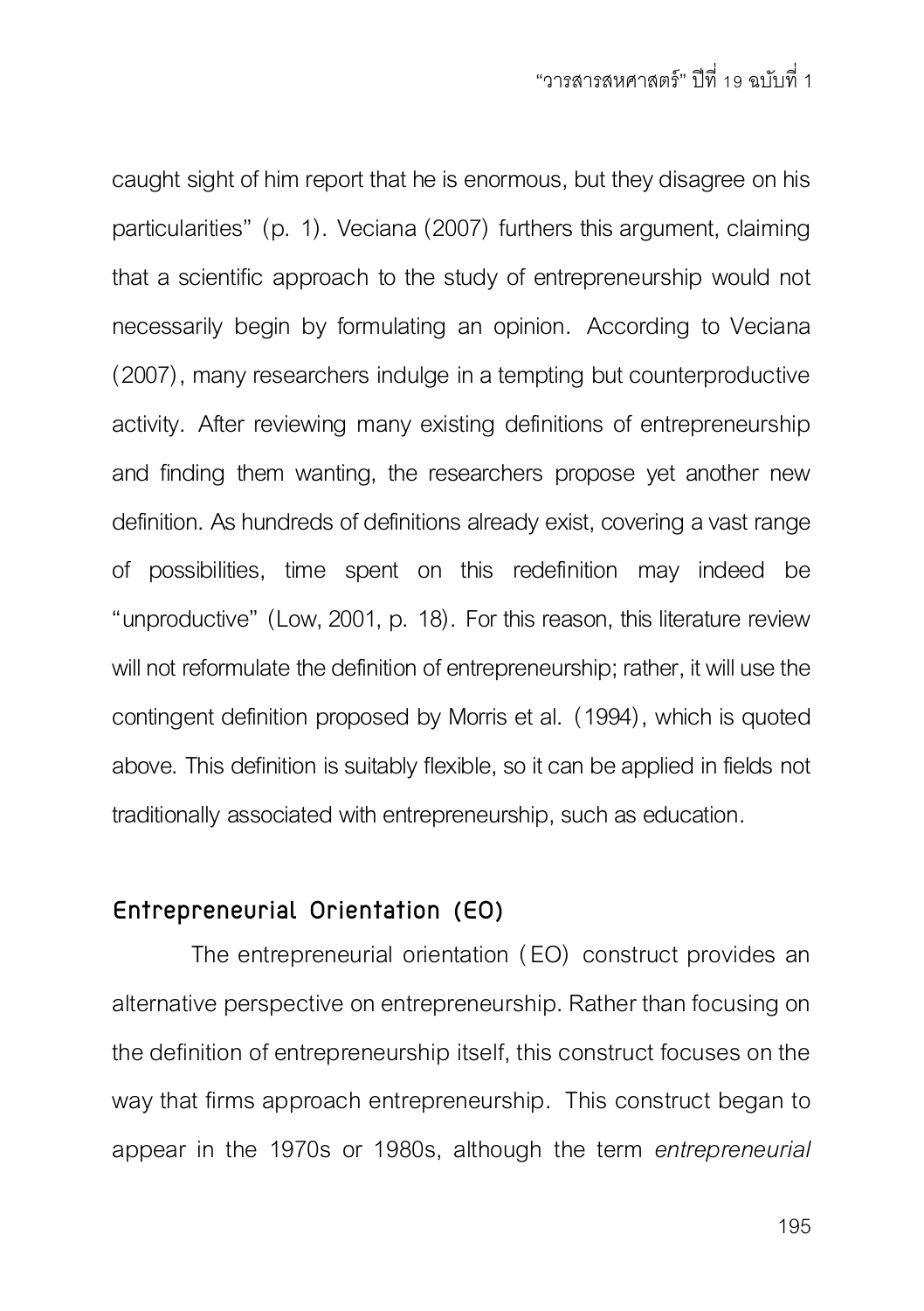caught sight of him report that he is enormous, but they disagree on his particularities" (p. 1). Veciana (2007) furthers this argument, claiming that a scientific approach to the study of entrepreneurship would not necessarily begin by formulating an opinion. According to Veciana (2007), many researchers indulge in a tempting but counterproductive activity. After reviewing many existing definitions of entrepreneurship and finding them wanting, the researchers propose yet another new definition. As hundreds of definitions already exist, covering a vast range of possibilities, time spent on this redefinition may indeed be "unproductive" (Low, 2001, p. 18). For this reason, this literature review will not reformulate the definition of entrepreneurship; rather, it will use the contingent definition proposed by Morris et al. (1994), which is quoted above. This definition is suitably flexible, so it can be applied in fields not traditionally associated with entrepreneurship, such as education.

## Entrepreneurial Orientation (EO)

The entrepreneurial orientation (EO) construct provides an alternative perspective on entrepreneurship. Rather than focusing on the definition of entrepreneurship itself, this construct focuses on the way that firms approach entrepreneurship. This construct began to appear in the 1970s or 1980s, although the term *entrepreneurial*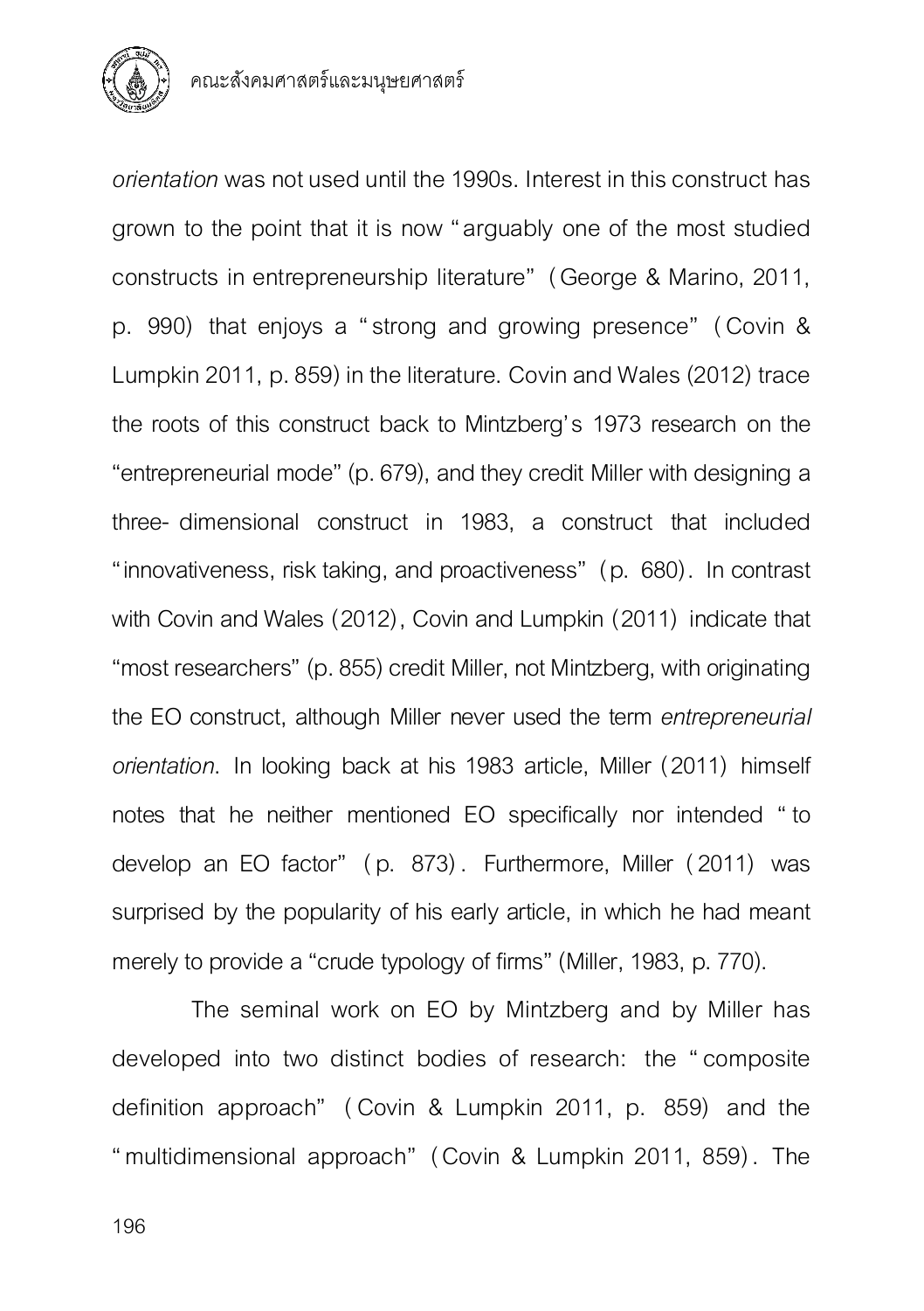*orientation* was not used until the 1990s. Interest in this construct has grown to the point that it is now "arguably one of the most studied constructs in entrepreneurship literature" (George & Marino, 2011, p. 990) that enjoys a "strong and growing presence" (Covin & Lumpkin 2011, p. 859) in the literature. Covin and Wales (2012) trace the roots of this construct back to Mintzberg's 1973 research on the "entrepreneurial mode" (p. 679), and they credit Miller with designing a three- dimensional construct in 1983, a construct that included "innovativeness, risk taking, and proactiveness" (p. 680). In contrast with Covin and Wales (2012), Covin and Lumpkin (2011) indicate that "most researchers" (p. 855) credit Miller, not Mintzberg, with originating the EO construct, although Miller never used the term *entrepreneurial orientation*. In looking back at his 1983 article, Miller (2011) himself notes that he neither mentioned EO specifically nor intended "to develop an EO factor" (p. 873). Furthermore, Miller (2011) was surprised by the popularity of his early article, in which he had meant merely to provide a "crude typology of firms" (Miller, 1983, p. 770).

The seminal work on EO by Mintzberg and by Miller has developed into two distinct bodies of research: the "composite definition approach" (Covin & Lumpkin 2011, p. 859) and the "multidimensional approach" (Covin & Lumpkin 2011, 859). The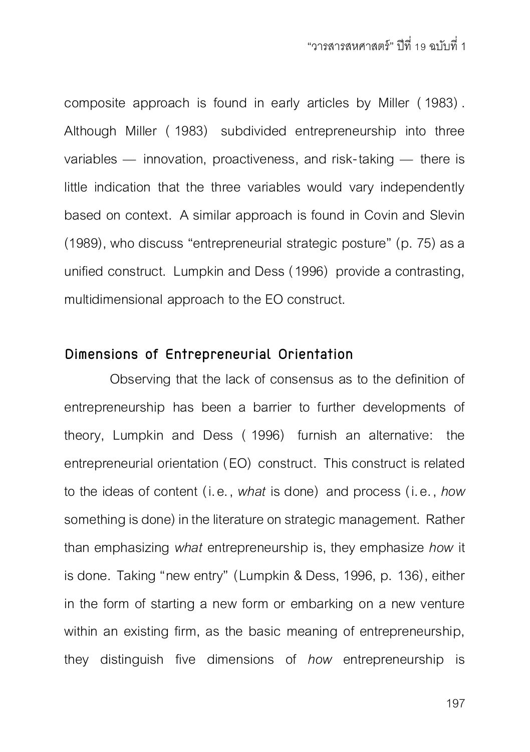composite approach is found in early articles by Miller (1983). Although Miller (1983) subdivided entrepreneurship into three variables — innovation, proactiveness, and risk-taking — there is little indication that the three variables would vary independently based on context. A similar approach is found in Covin and Slevin (1989), who discuss "entrepreneurial strategic posture" (p. 75) as a unified construct. Lumpkin and Dess (1996) provide a contrasting, multidimensional approach to the EO construct.

## Dimensions of Entrepreneurial Orientation

Observing that the lack of consensus as to the definition of entrepreneurship has been a barrier to further developments of theory, Lumpkin and Dess (1996) furnish an alternative: the entrepreneurial orientation (EO) construct. This construct is related to the ideas of content (i.e., *what* is done) and process (i.e., *how* something is done) in the literature on strategic management. Rather than emphasizing *what* entrepreneurship is, they emphasize *how* it is done. Taking "new entry" (Lumpkin & Dess, 1996, p. 136), either in the form of starting a new form or embarking on a new venture within an existing firm, as the basic meaning of entrepreneurship, they distinguish five dimensions of *how* entrepreneurship is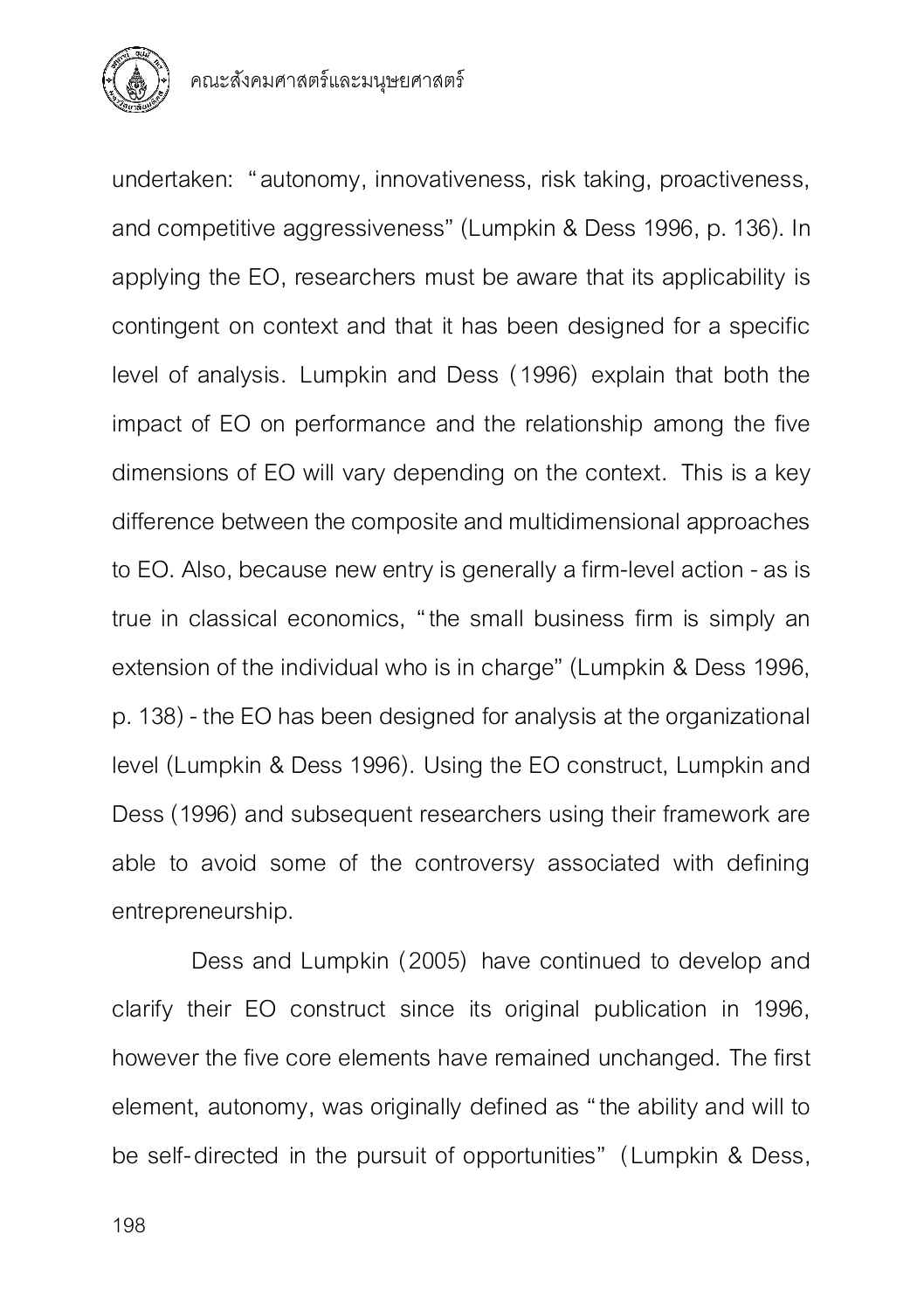undertaken: "autonomy, innovativeness, risk taking, proactiveness, and competitive aggressiveness" (Lumpkin & Dess 1996, p. 136). In applying the EO, researchers must be aware that its applicability is contingent on context and that it has been designed for a specific level of analysis. Lumpkin and Dess (1996) explain that both the impact of EO on performance and the relationship among the five dimensions of EO will vary depending on the context. This is a key difference between the composite and multidimensional approaches to EO. Also, because new entry is generally a firm-level action - as is true in classical economics, "the small business firm is simply an extension of the individual who is in charge" (Lumpkin & Dess 1996, p. 138) - the EO has been designed for analysis at the organizational level (Lumpkin & Dess 1996). Using the EO construct, Lumpkin and Dess (1996) and subsequent researchers using their framework are able to avoid some of the controversy associated with defining entrepreneurship.

Dess and Lumpkin (2005) have continued to develop and clarify their EO construct since its original publication in 1996, however the five core elements have remained unchanged. The first element, autonomy, was originally defined as "the ability and will to be self-directed in the pursuit of opportunities" (Lumpkin & Dess,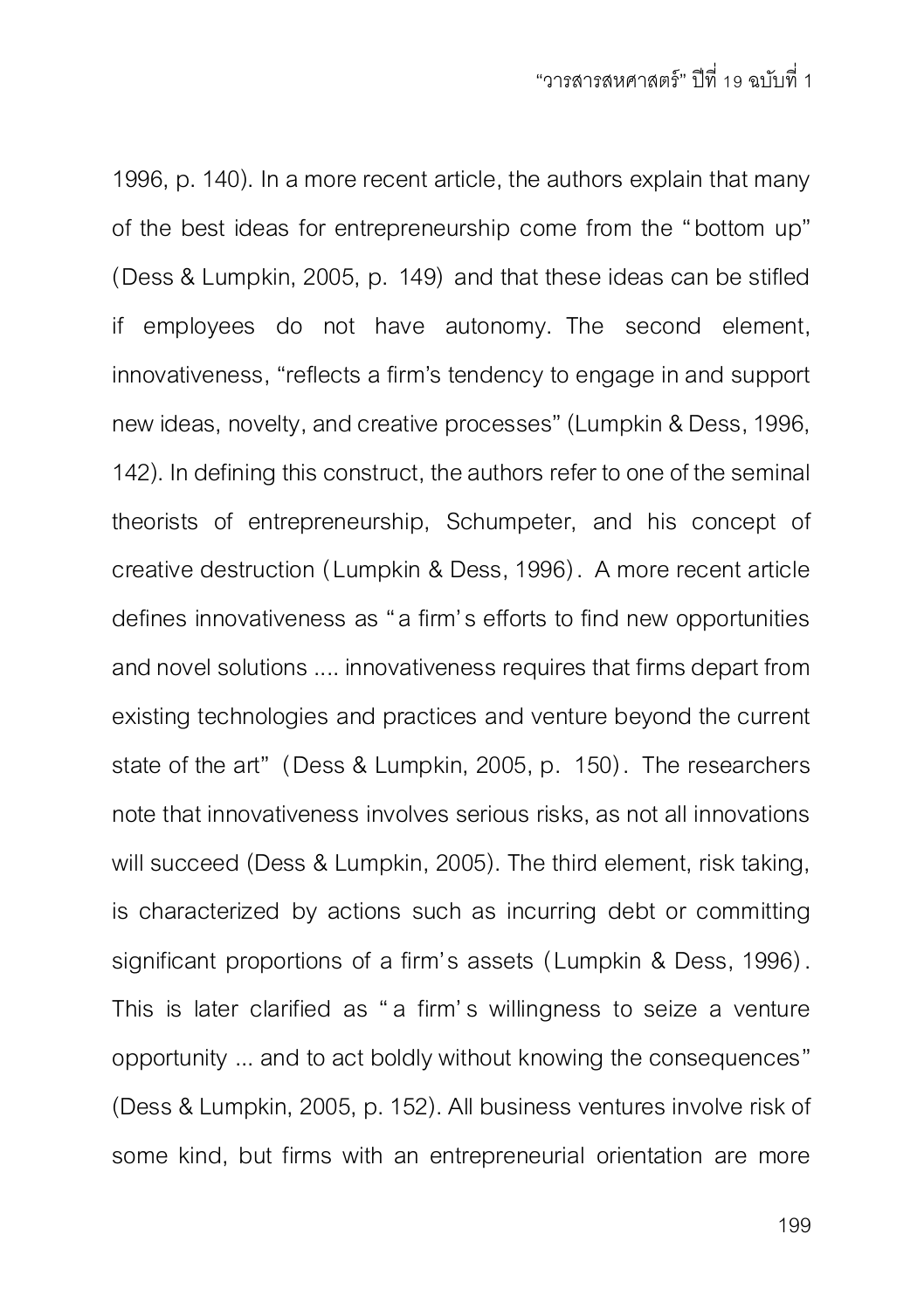1996, p. 140). In a more recent article, the authors explain that many of the best ideas for entrepreneurship come from the "bottom up" (Dess & Lumpkin, 2005, p. 149) and that these ideas can be stifled if employees do not have autonomy. The second element, innovativeness, "reflects a firm's tendency to engage in and support new ideas, novelty, and creative processes" (Lumpkin & Dess, 1996, 142). In defining this construct, the authors refer to one of the seminal theorists of entrepreneurship, Schumpeter, and his concept of creative destruction (Lumpkin & Dess, 1996). A more recent article defines innovativeness as "a firm's efforts to find new opportunities and novel solutions .... innovativeness requires that firms depart from existing technologies and practices and venture beyond the current state of the art" (Dess & Lumpkin, 2005, p. 150). The researchers note that innovativeness involves serious risks, as not all innovations will succeed (Dess & Lumpkin, 2005). The third element, risk taking, is characterized by actions such as incurring debt or committing significant proportions of a firm's assets (Lumpkin & Dess, 1996). This is later clarified as "a firm's willingness to seize a venture opportunity ... and to act boldly without knowing the consequences" (Dess & Lumpkin, 2005, p. 152). All business ventures involve risk of some kind, but firms with an entrepreneurial orientation are more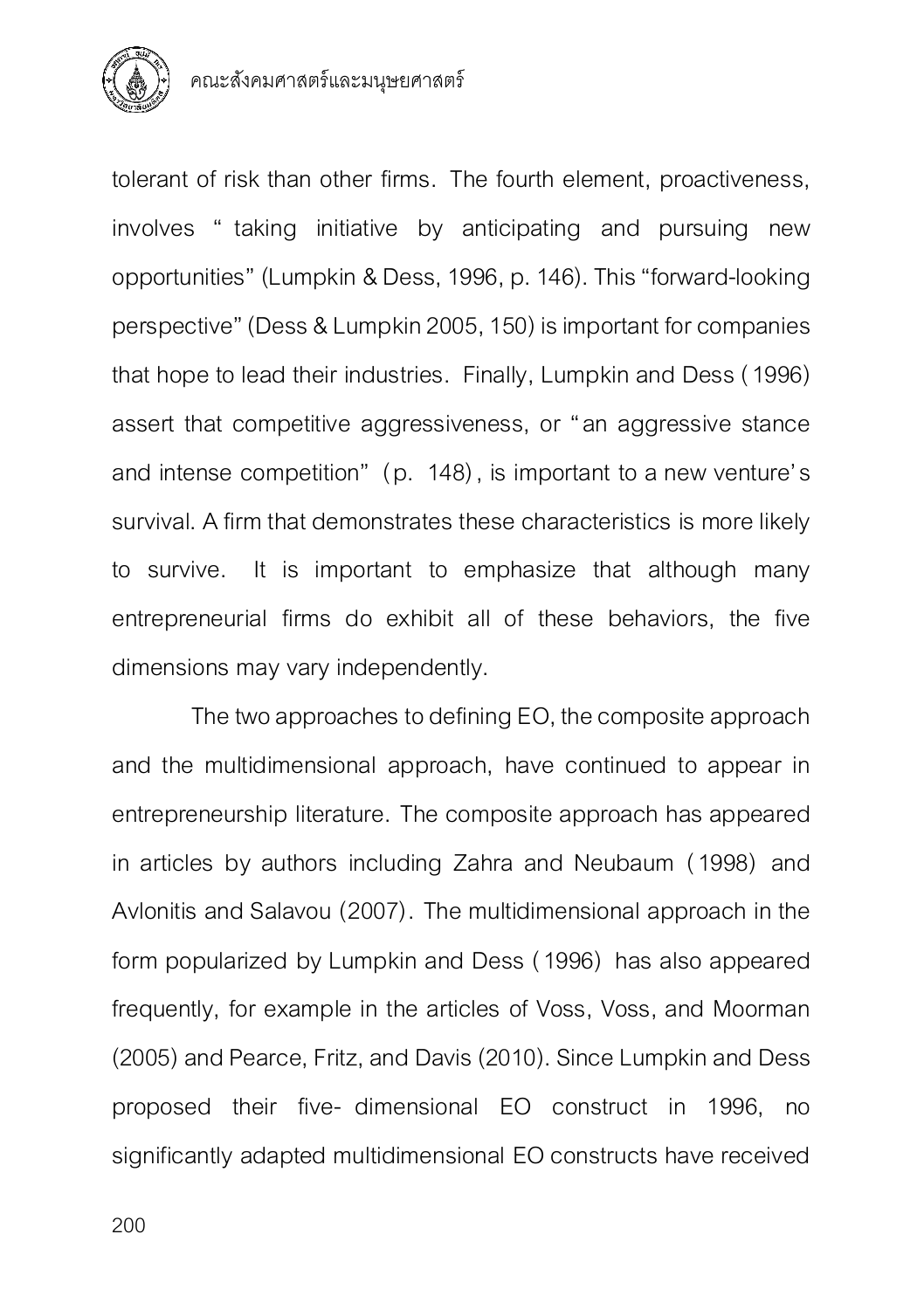tolerant of risk than other firms. The fourth element, proactiveness, involves "taking initiative by anticipating and pursuing new opportunities" (Lumpkin & Dess, 1996, p. 146). This "forward-looking perspective" (Dess & Lumpkin 2005, 150) is important for companies that hope to lead their industries. Finally, Lumpkin and Dess (1996) assert that competitive aggressiveness, or "an aggressive stance and intense competition" (p. 148), is important to a new venture's survival. A firm that demonstrates these characteristics is more likely to survive. It is important to emphasize that although many entrepreneurial firms do exhibit all of these behaviors, the five dimensions may vary independently.

The two approaches to defining EO, the composite approach and the multidimensional approach, have continued to appear in entrepreneurship literature. The composite approach has appeared in articles by authors including Zahra and Neubaum (1998) and Avlonitis and Salavou (2007). The multidimensional approach in the form popularized by Lumpkin and Dess (1996) has also appeared frequently, for example in the articles of Voss, Voss, and Moorman (2005) and Pearce, Fritz, and Davis (2010). Since Lumpkin and Dess proposed their five-dimensional EO construct in 1996, no significantly adapted multidimensional EO constructs have received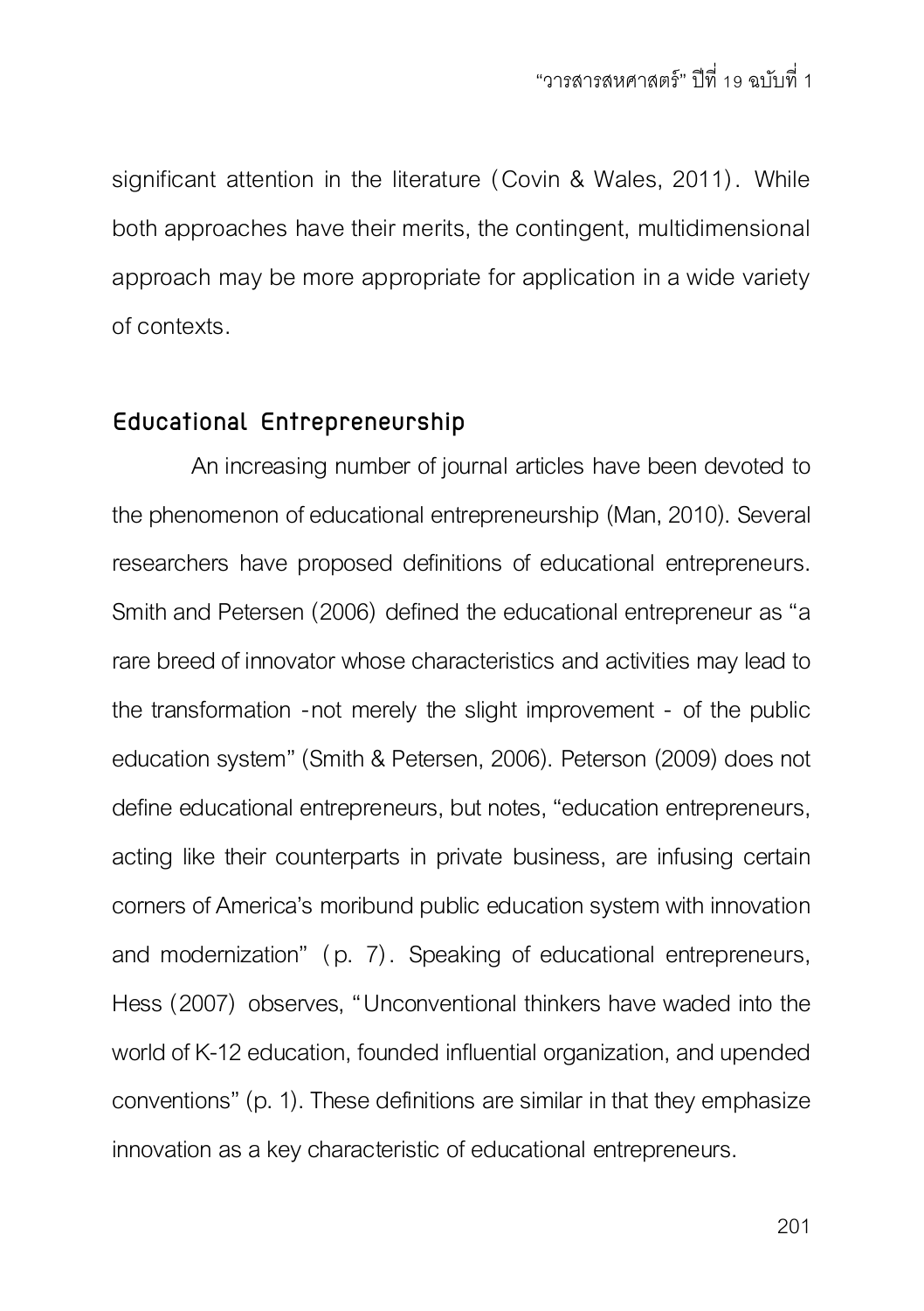significant attention in the literature (Covin & Wales, 2011). While both approaches have their merits, the contingent, multidimensional approach may be more appropriate for application in a wide variety of contexts.

## Educational Entrepreneurship

An increasing number of journal articles have been devoted to the phenomenon of educational entrepreneurship (Man, 2010). Several researchers have proposed definitions of educational entrepreneurs. Smith and Petersen (2006) defined the educational entrepreneur as "a rare breed of innovator whose characteristics and activities may lead to the transformation -not merely the slight improvement - of the public education system" (Smith & Petersen, 2006). Peterson (2009) does not define educational entrepreneurs, but notes, "education entrepreneurs, acting like their counterparts in private business, are infusing certain corners of America's moribund public education system with innovation and modernization" (p. 7). Speaking of educational entrepreneurs, Hess (2007) observes, "Unconventional thinkers have waded into the world of K-12 education, founded influential organization, and upended conventions" (p. 1). These definitions are similar in that they emphasize innovation as a key characteristic of educational entrepreneurs.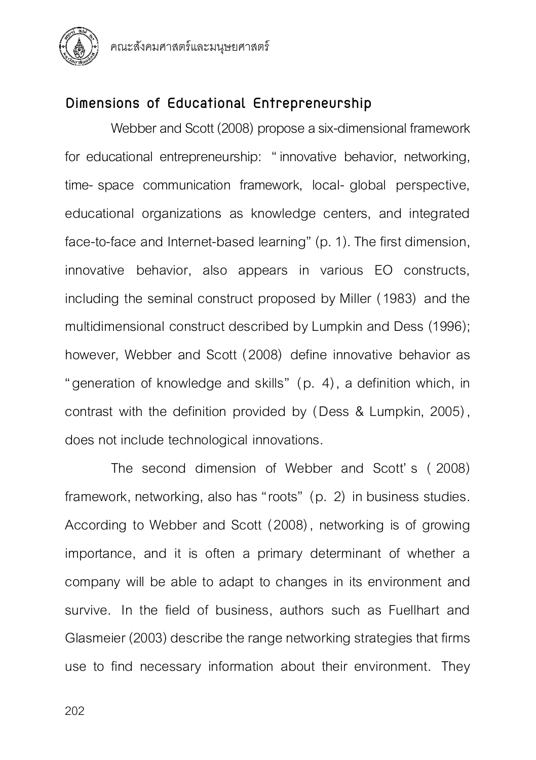## Dimensions of Educational Entrepreneurship

Webber and Scott (2008) propose a six-dimensional framework for educational entrepreneurship: "innovative behavior, networking, time-space communication framework, local-global perspective, educational organizations as knowledge centers, and integrated face-to-face and Internet-based learning" (p. 1). The first dimension, innovative behavior, also appears in various EO constructs, including the seminal construct proposed by Miller (1983) and the multidimensional construct described by Lumpkin and Dess (1996); however, Webber and Scott (2008) define innovative behavior as "generation of knowledge and skills" (p. 4), a definition which, in contrast with the definition provided by (Dess & Lumpkin, 2005), does not include technological innovations.

The second dimension of Webber and Scott's (2008) framework, networking, also has "roots" (p. 2) in business studies. According to Webber and Scott (2008), networking is of growing importance, and it is often a primary determinant of whether a company will be able to adapt to changes in its environment and survive. In the field of business, authors such as Fuellhart and Glasmeier (2003) describe the range networking strategies that firms use to find necessary information about their environment. They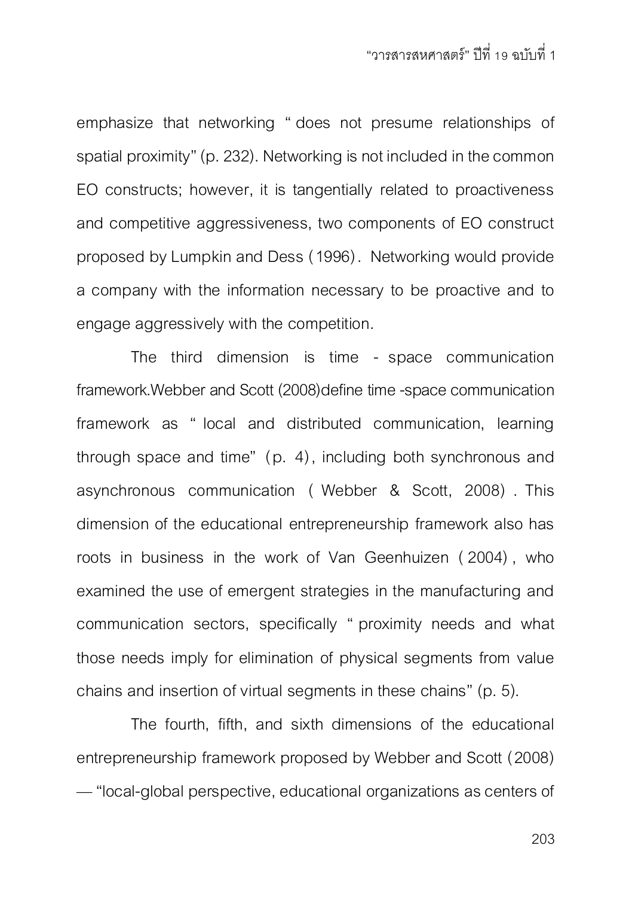emphasize that networking "does not presume relationships of spatial proximity" (p. 232). Networking is not included in the common EO constructs; however, it is tangentially related to proactiveness and competitive aggressiveness, two components of EO construct proposed by Lumpkin and Dess (1996). Networking would provide a company with the information necessary to be proactive and to engage aggressively with the competition.

The third dimension is time - space communication framework.Webber and Scott (2008)define time -space communication framework as "local and distributed communication, learning through space and time" (p. 4), including both synchronous and asynchronous communication (Webber & Scott, 2008). This dimension of the educational entrepreneurship framework also has roots in business in the work of Van Geenhuizen (2004), who examined the use of emergent strategies in the manufacturing and communication sectors, specifically "proximity needs and what those needs imply for elimination of physical segments from value chains and insertion of virtual segments in these chains" (p. 5).

The fourth, fifth, and sixth dimensions of the educational entrepreneurship framework proposed by Webber and Scott (2008) — "local-global perspective, educational organizations as centers of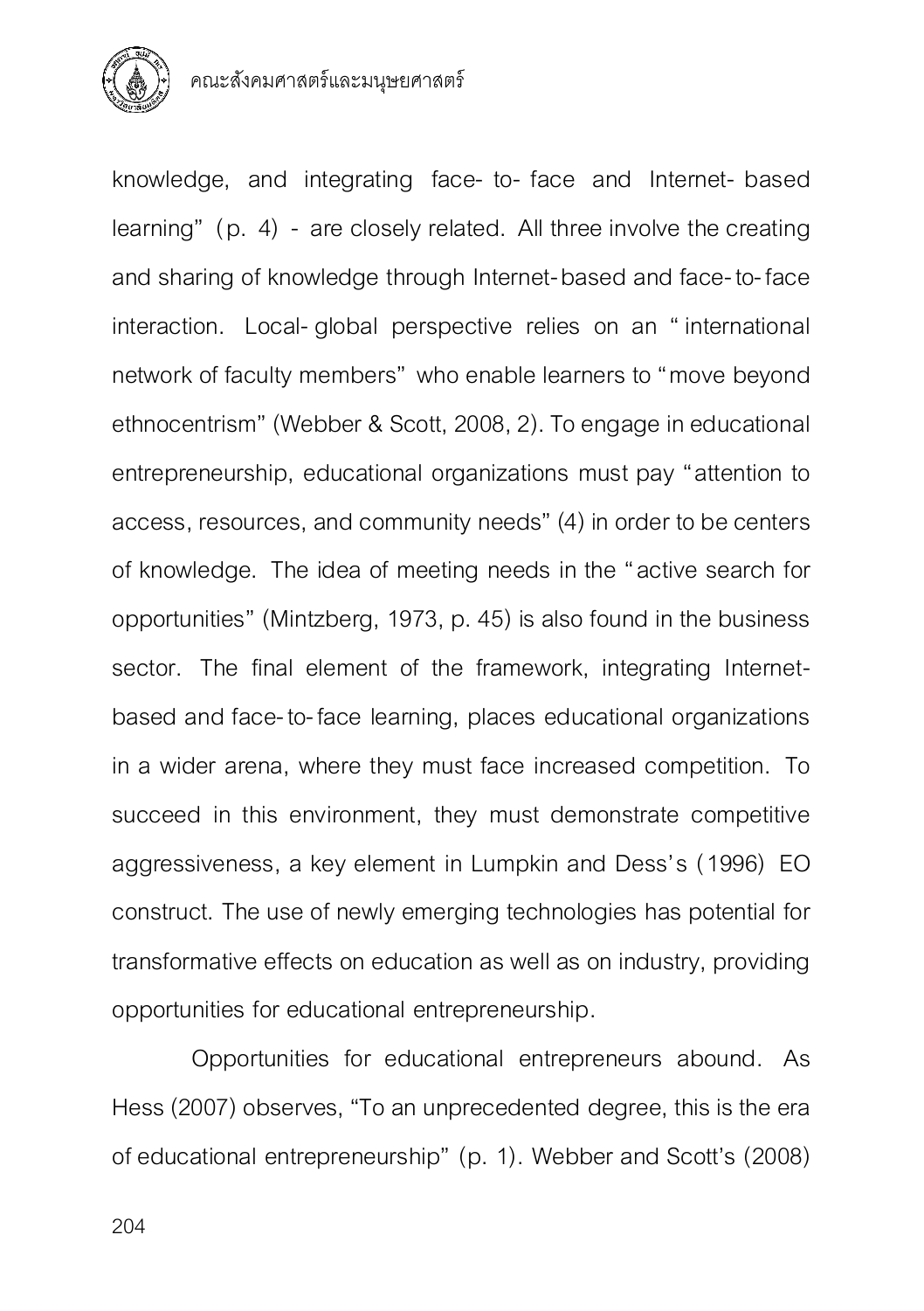knowledge, and integrating face-to-face and Internet-based learning" (p. 4) - are closely related. All three involve the creating and sharing of knowledge through Internet-based and face-to-face interaction. Local-global perspective relies on an "international network of faculty members" who enable learners to "move beyond ethnocentrism" (Webber & Scott, 2008, 2). To engage in educational entrepreneurship, educational organizations must pay "attention to access, resources, and community needs" (4) in order to be centers of knowledge. The idea of meeting needs in the "active search for opportunities" (Mintzberg, 1973, p. 45) is also found in the business sector. The final element of the framework, integrating Internet-based and face-to-face learning, places educational organizations in a wider arena, where they must face increased competition. To succeed in this environment, they must demonstrate competitive aggressiveness, a key element in Lumpkin and Dess's (1996) EO construct. The use of newly emerging technologies has potential for transformative effects on education as well as on industry, providing opportunities for educational entrepreneurship.

Opportunities for educational entrepreneurs abound. As Hess (2007) observes, "To an unprecedented degree, this is the era of educational entrepreneurship" (p. 1). Webber and Scott's (2008)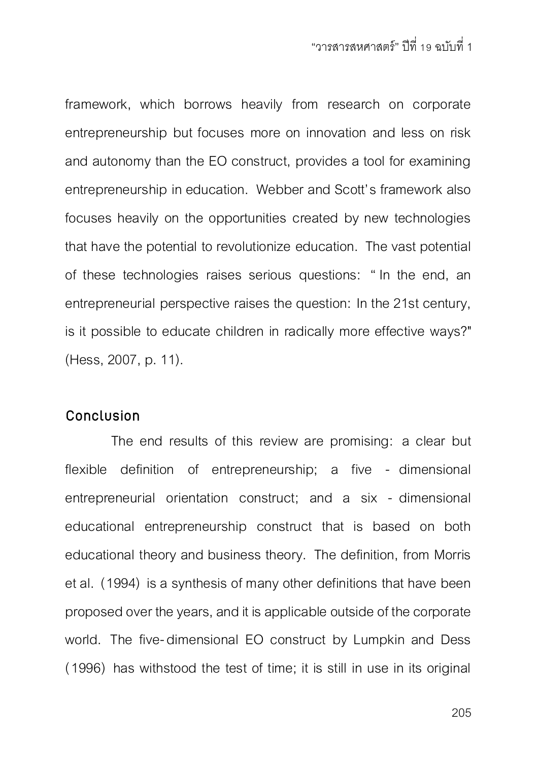framework, which borrows heavily from research on corporate entrepreneurship but focuses more on innovation and less on risk and autonomy than the EO construct, provides a tool for examining entrepreneurship in education. Webber and Scott's framework also focuses heavily on the opportunities created by new technologies that have the potential to revolutionize education. The vast potential of these technologies raises serious questions: "In the end, an entrepreneurial perspective raises the question: In the 21st century, is it possible to educate children in radically more effective ways?" (Hess, 2007, p. 11).

## Conclusion

The end results of this review are promising: a clear but flexible definition of entrepreneurship; a five - dimensional entrepreneurial orientation construct; and a six - dimensional educational entrepreneurship construct that is based on both educational theory and business theory. The definition, from Morris et al. (1994) is a synthesis of many other definitions that have been proposed over the years, and it is applicable outside of the corporate world. The five-dimensional EO construct by Lumpkin and Dess (1996) has withstood the test of time; it is still in use in its original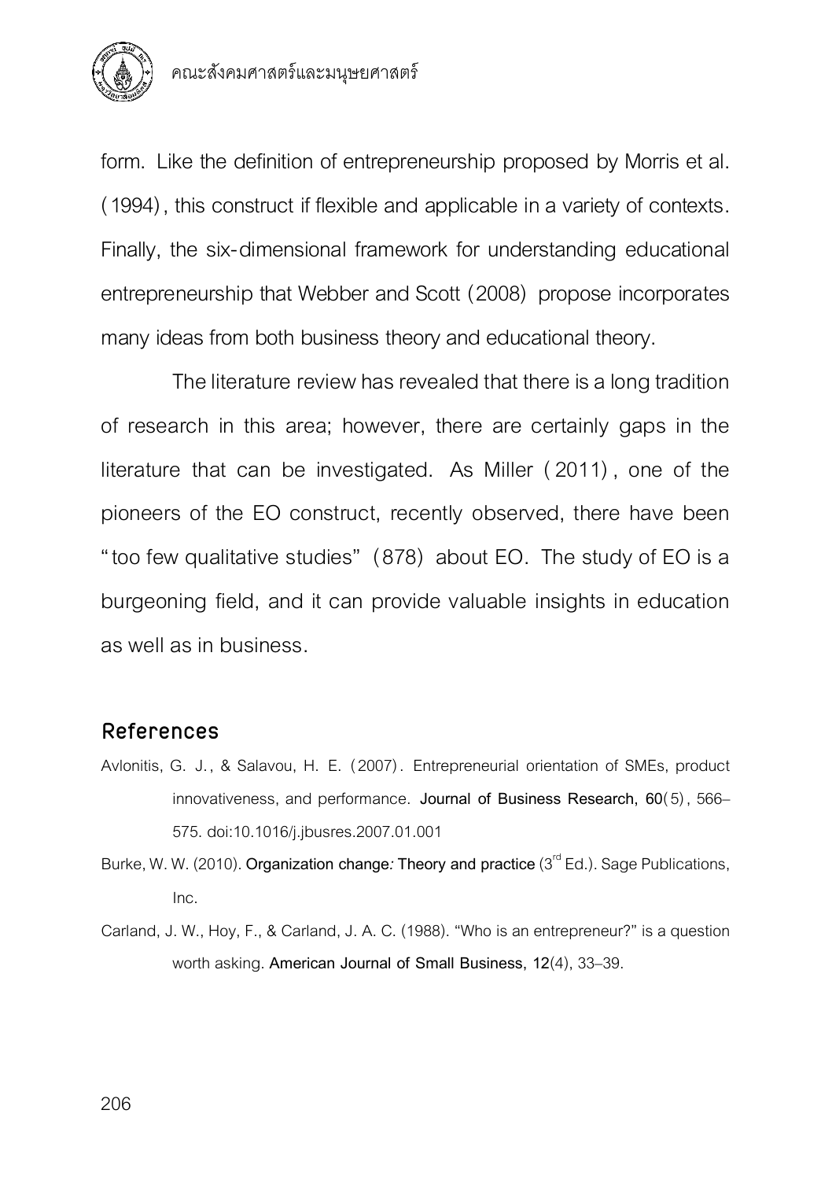form. Like the definition of entrepreneurship proposed by Morris et al. (1994), this construct if flexible and applicable in a variety of contexts. Finally, the six-dimensional framework for understanding educational entrepreneurship that Webber and Scott (2008) propose incorporates many ideas from both business theory and educational theory.

The literature review has revealed that there is a long tradition of research in this area; however, there are certainly gaps in the literature that can be investigated. As Miller (2011), one of the pioneers of the EO construct, recently observed, there have been "too few qualitative studies" (878) about EO. The study of EO is a burgeoning field, and it can provide valuable insights in education as well as in business.

## References

Avlonitis, G. J., & Salavou, H. E. (2007). Entrepreneurial orientation of SMEs, product innovativeness, and performance. **Journal of Business Research, 60**(5), 566–575. doi:10.1016/j.jbusres.2007.01.001

Burke, W. W. (2010). **Organization change: Theory and practice** (3rd Ed.). Sage Publications, Inc.

Carland, J. W., Hoy, F., & Carland, J. A. C. (1988). "Who is an entrepreneur?" is a question worth asking. **American Journal of Small Business, 12**(4), 33–39.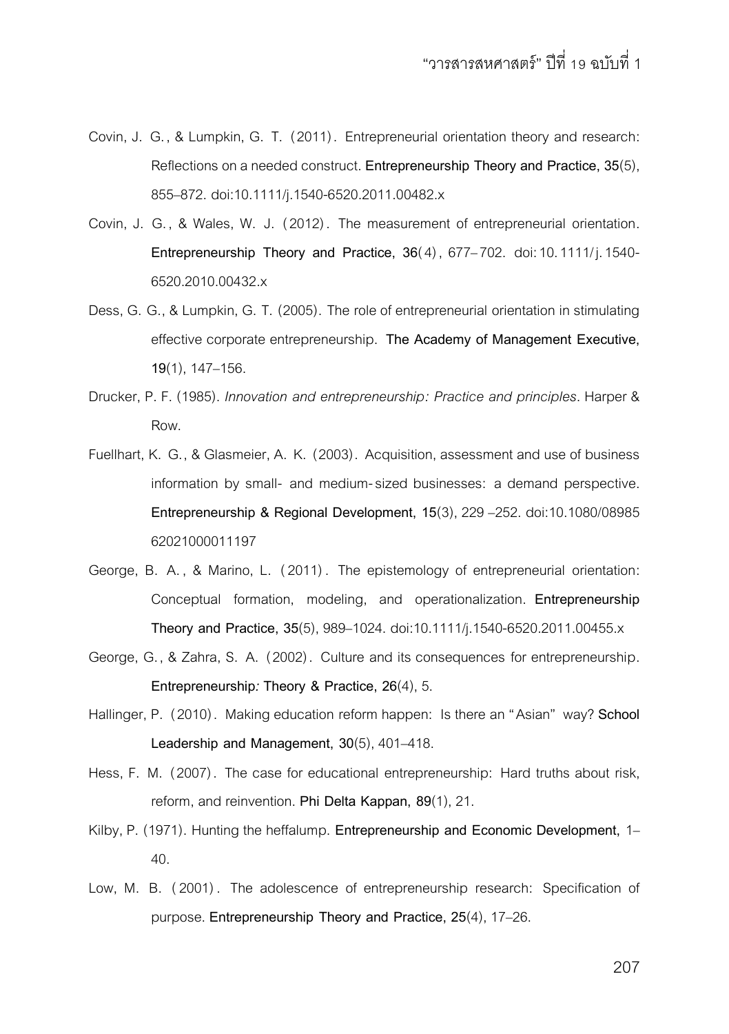Covin, J. G., & Lumpkin, G. T. (2011). Entrepreneurial orientation theory and research: Reflections on a needed construct. **Entrepreneurship Theory and Practice, 35**(5), 855–872. doi:10.1111/j.1540-6520.2011.00482.x

Covin, J. G., & Wales, W. J. (2012). The measurement of entrepreneurial orientation. **Entrepreneurship Theory and Practice, 36**(4), 677–702. doi:10.1111/j.1540-6520.2010.00432.x

Dess, G. G., & Lumpkin, G. T. (2005). The role of entrepreneurial orientation in stimulating effective corporate entrepreneurship. **The Academy of Management Executive, 19**(1), 147–156.

Drucker, P. F. (1985). *Innovation and entrepreneurship: Practice and principles*. Harper & Row.

Fuellhart, K. G., & Glasmeier, A. K. (2003). Acquisition, assessment and use of business information by small- and medium-sized businesses: a demand perspective. **Entrepreneurship & Regional Development, 15**(3), 229 –252. doi:10.1080/0898562021000011197

George, B. A., & Marino, L. (2011). The epistemology of entrepreneurial orientation: Conceptual formation, modeling, and operationalization. **Entrepreneurship Theory and Practice, 35**(5), 989–1024. doi:10.1111/j.1540-6520.2011.00455.x

George, G., & Zahra, S. A. (2002). Culture and its consequences for entrepreneurship. **Entrepreneurship: Theory & Practice, 26**(4), 5.

Hallinger, P. (2010). Making education reform happen: Is there an "Asian" way? **School Leadership and Management, 30**(5), 401–418.

Hess, F. M. (2007). The case for educational entrepreneurship: Hard truths about risk, reform, and reinvention. **Phi Delta Kappan, 89**(1), 21.

Kilby, P. (1971). Hunting the heffalump. **Entrepreneurship and Economic Development,** 1–40.

Low, M. B. (2001). The adolescence of entrepreneurship research: Specification of purpose. **Entrepreneurship Theory and Practice, 25**(4), 17–26.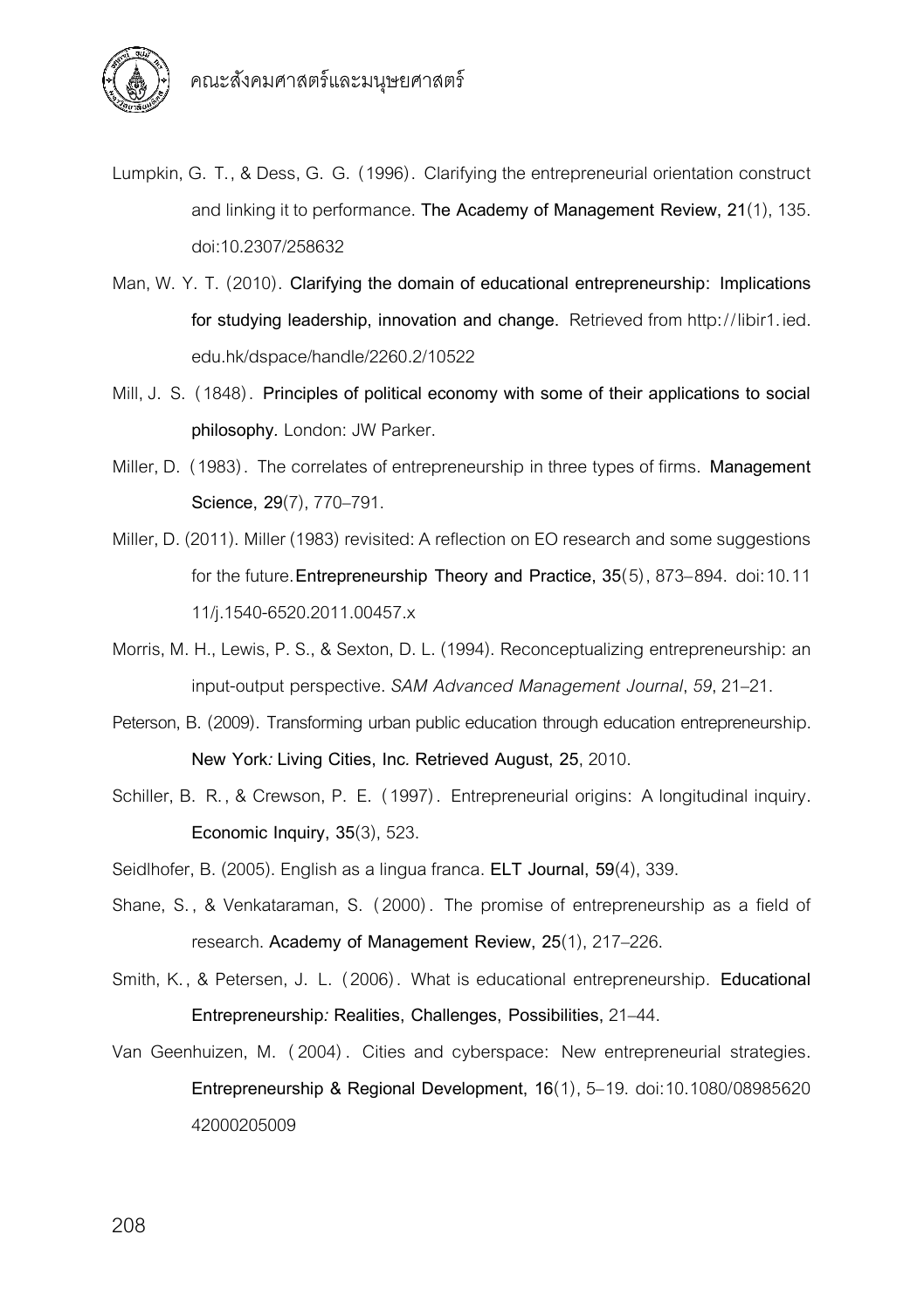Lumpkin, G. T., & Dess, G. G. (1996). Clarifying the entrepreneurial orientation construct and linking it to performance. **The Academy of Management Review, 21**(1), 135. doi:10.2307/258632

Man, W. Y. T. (2010). **Clarifying the domain of educational entrepreneurship: Implications for studying leadership, innovation and change.** Retrieved from http://libir1.ied.edu.hk/dspace/handle/2260.2/10522

Mill, J. S. (1848). **Principles of political economy with some of their applications to social philosophy.** London: JW Parker.

Miller, D. (1983). The correlates of entrepreneurship in three types of firms. **Management Science, 29**(7), 770–791.

Miller, D. (2011). Miller (1983) revisited: A reflection on EO research and some suggestions for the future. **Entrepreneurship Theory and Practice, 35**(5), 873–894. doi:10.1111/j.1540-6520.2011.00457.x

Morris, M. H., Lewis, P. S., & Sexton, D. L. (1994). Reconceptualizing entrepreneurship: an input-output perspective. *SAM Advanced Management Journal*, *59*, 21–21.

Peterson, B. (2009). Transforming urban public education through education entrepreneurship. **New York: Living Cities, Inc. Retrieved August, 25**, 2010.

Schiller, B. R., & Crewson, P. E. (1997). Entrepreneurial origins: A longitudinal inquiry. **Economic Inquiry, 35**(3), 523.

Seidlhofer, B. (2005). English as a lingua franca. **ELT Journal, 59**(4), 339.

Shane, S., & Venkataraman, S. (2000). The promise of entrepreneurship as a field of research. **Academy of Management Review, 25**(1), 217–226.

Smith, K., & Petersen, J. L. (2006). What is educational entrepreneurship. **Educational Entrepreneurship: Realities, Challenges, Possibilities,** 21–44.

Van Geenhuizen, M. (2004). Cities and cyberspace: New entrepreneurial strategies. **Entrepreneurship & Regional Development, 16**(1), 5–19. doi:10.1080/0898562042000205009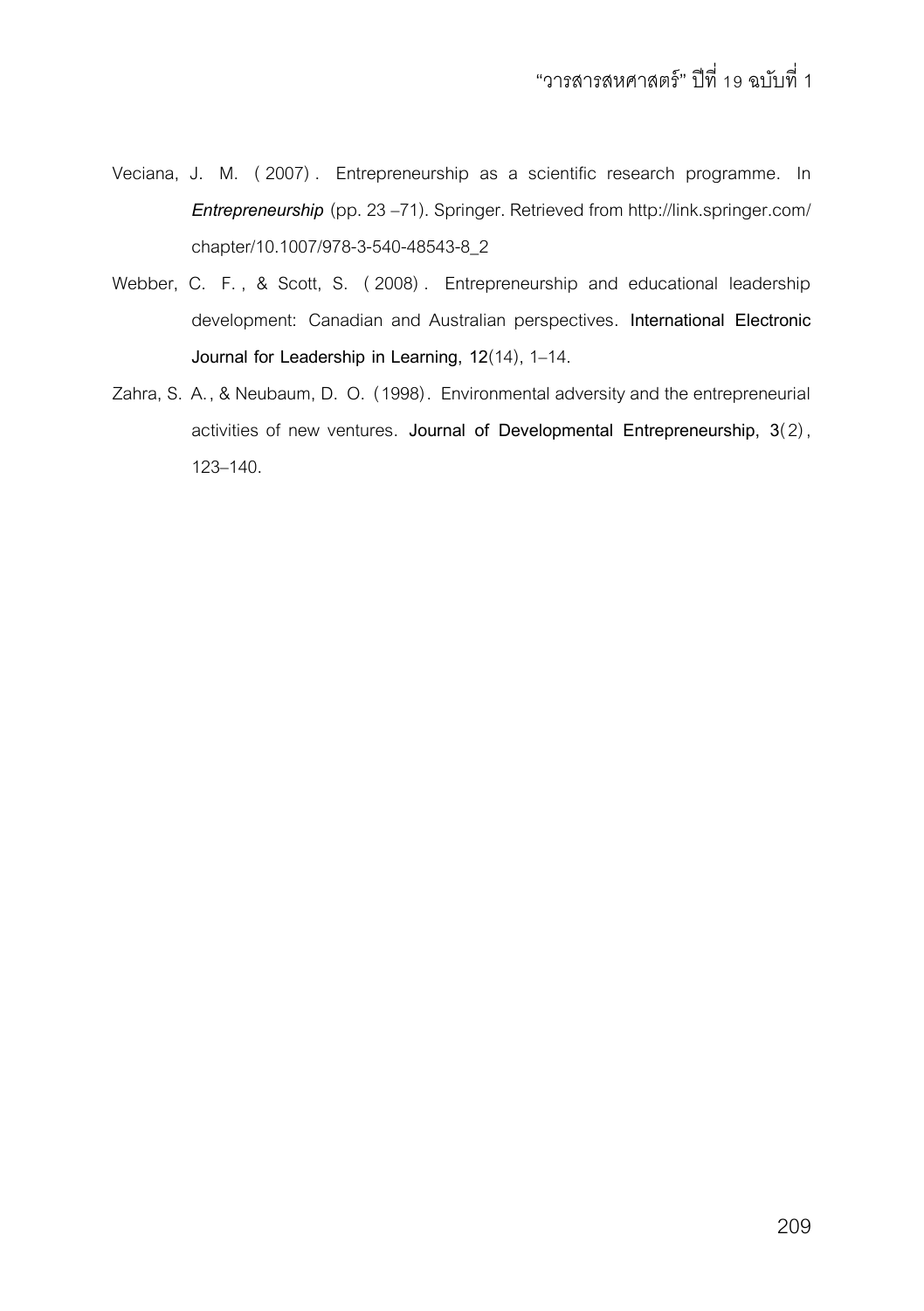Veciana, J. M. (2007). Entrepreneurship as a scientific research programme. In ***Entrepreneurship*** (pp. 23 –71). Springer. Retrieved from http://link.springer.com/chapter/10.1007/978-3-540-48543-8_2

Webber, C. F., & Scott, S. (2008). Entrepreneurship and educational leadership development: Canadian and Australian perspectives. **International Electronic Journal for Leadership in Learning, 12**(14), 1–14.

Zahra, S. A., & Neubaum, D. O. (1998). Environmental adversity and the entrepreneurial activities of new ventures. **Journal of Developmental Entrepreneurship, 3**(2), 123–140.